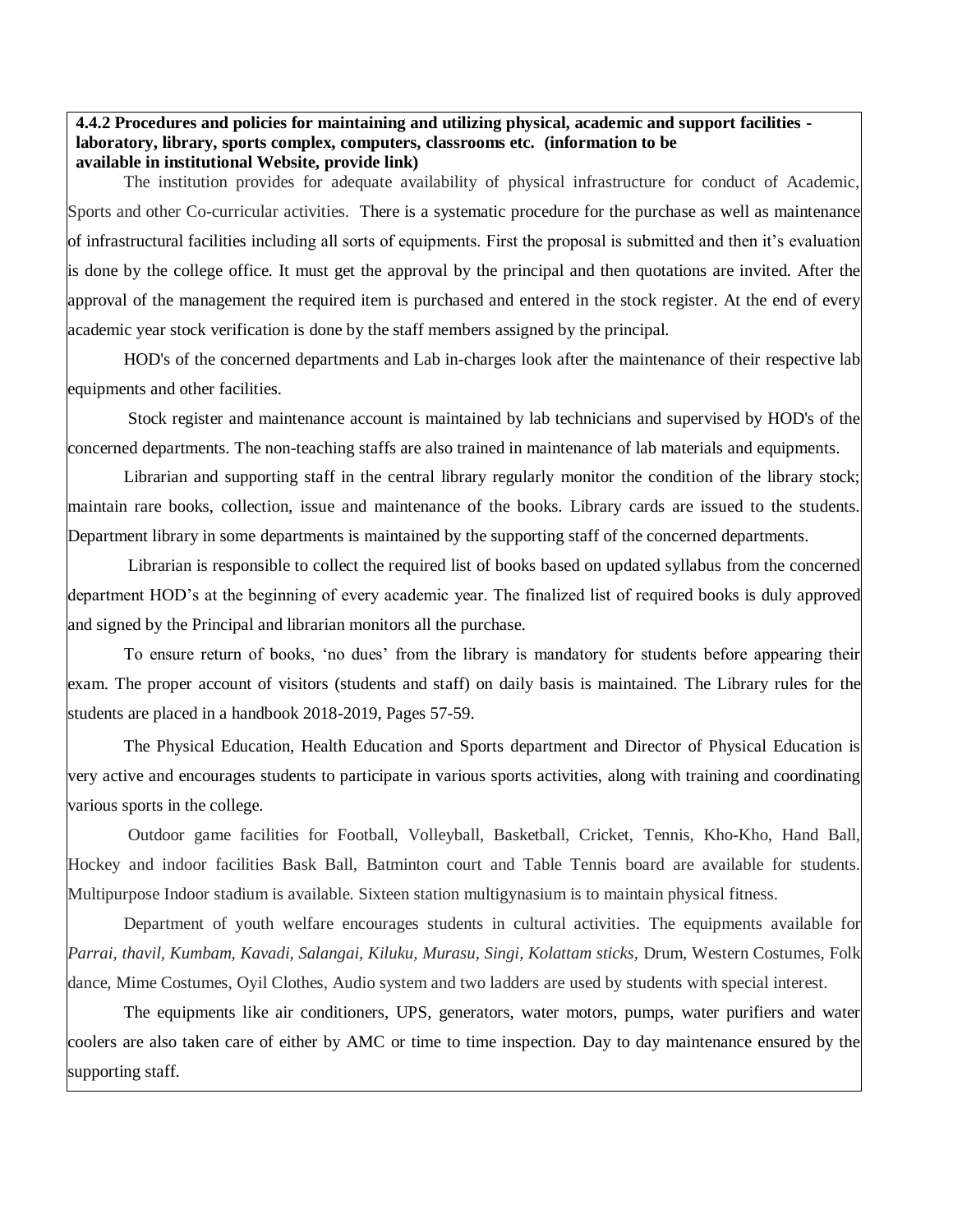**4.4.2 Procedures and policies for maintaining and utilizing physical, academic and support facilities - laboratory, library, sports complex, computers, classrooms etc. (information to be available in institutional Website, provide link)**

The institution provides for adequate availability of physical infrastructure for conduct of Academic, Sports and other Co-curricular activities. There is a systematic procedure for the purchase as well as maintenance of infrastructural facilities including all sorts of equipments. First the proposal is submitted and then it's evaluation is done by the college office. It must get the approval by the principal and then quotations are invited. After the approval of the management the required item is purchased and entered in the stock register. At the end of every academic year stock verification is done by the staff members assigned by the principal.

HOD's of the concerned departments and Lab in-charges look after the maintenance of their respective lab equipments and other facilities.

Stock register and maintenance account is maintained by lab technicians and supervised by HOD's of the concerned departments. The non-teaching staffs are also trained in maintenance of lab materials and equipments.

Librarian and supporting staff in the central library regularly monitor the condition of the library stock; maintain rare books, collection, issue and maintenance of the books. Library cards are issued to the students. Department library in some departments is maintained by the supporting staff of the concerned departments.

Librarian is responsible to collect the required list of books based on updated syllabus from the concerned department HOD's at the beginning of every academic year. The finalized list of required books is duly approved and signed by the Principal and librarian monitors all the purchase.

To ensure return of books, 'no dues' from the library is mandatory for students before appearing their exam. The proper account of visitors (students and staff) on daily basis is maintained. The Library rules for the students are placed in a handbook 2018-2019, Pages 57-59.

The Physical Education, Health Education and Sports department and Director of Physical Education is very active and encourages students to participate in various sports activities, along with training and coordinating various sports in the college.

Outdoor game facilities for Football, Volleyball, Basketball, Cricket, Tennis, Kho-Kho, Hand Ball, Hockey and indoor facilities Bask Ball, Batminton court and Table Tennis board are available for students. Multipurpose Indoor stadium is available. Sixteen station multigynasium is to maintain physical fitness.

Department of youth welfare encourages students in cultural activities. The equipments available for *Parrai, thavil, Kumbam, Kavadi, Salangai, Kiluku, Murasu, Singi, Kolattam sticks,* Drum, Western Costumes, Folk dance, Mime Costumes, Oyil Clothes, Audio system and two ladders are used by students with special interest.

The equipments like air conditioners, UPS, generators, water motors, pumps, water purifiers and water coolers are also taken care of either by AMC or time to time inspection. Day to day maintenance ensured by the supporting staff.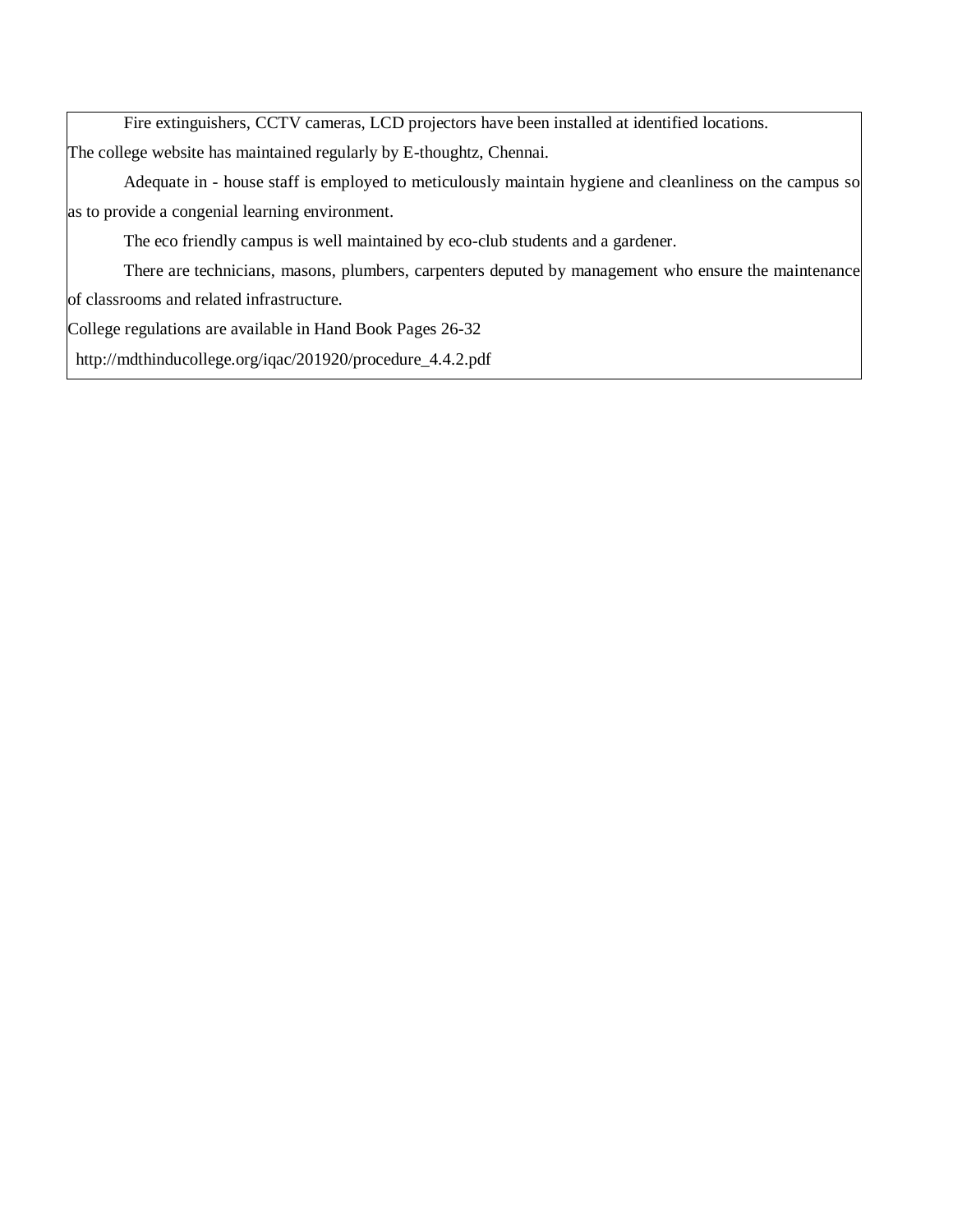Fire extinguishers, CCTV cameras, LCD projectors have been installed at identified locations.

The college website has maintained regularly by E-thoughtz, Chennai.

Adequate in - house staff is employed to meticulously maintain hygiene and cleanliness on the campus so as to provide a congenial learning environment.

The eco friendly campus is well maintained by eco-club students and a gardener.

There are technicians, masons, plumbers, carpenters deputed by management who ensure the maintenance of classrooms and related infrastructure.

College regulations are available in Hand Book Pages 26-32

http://mdthinducollege.org/iqac/201920/procedure_4.4.2.pdf